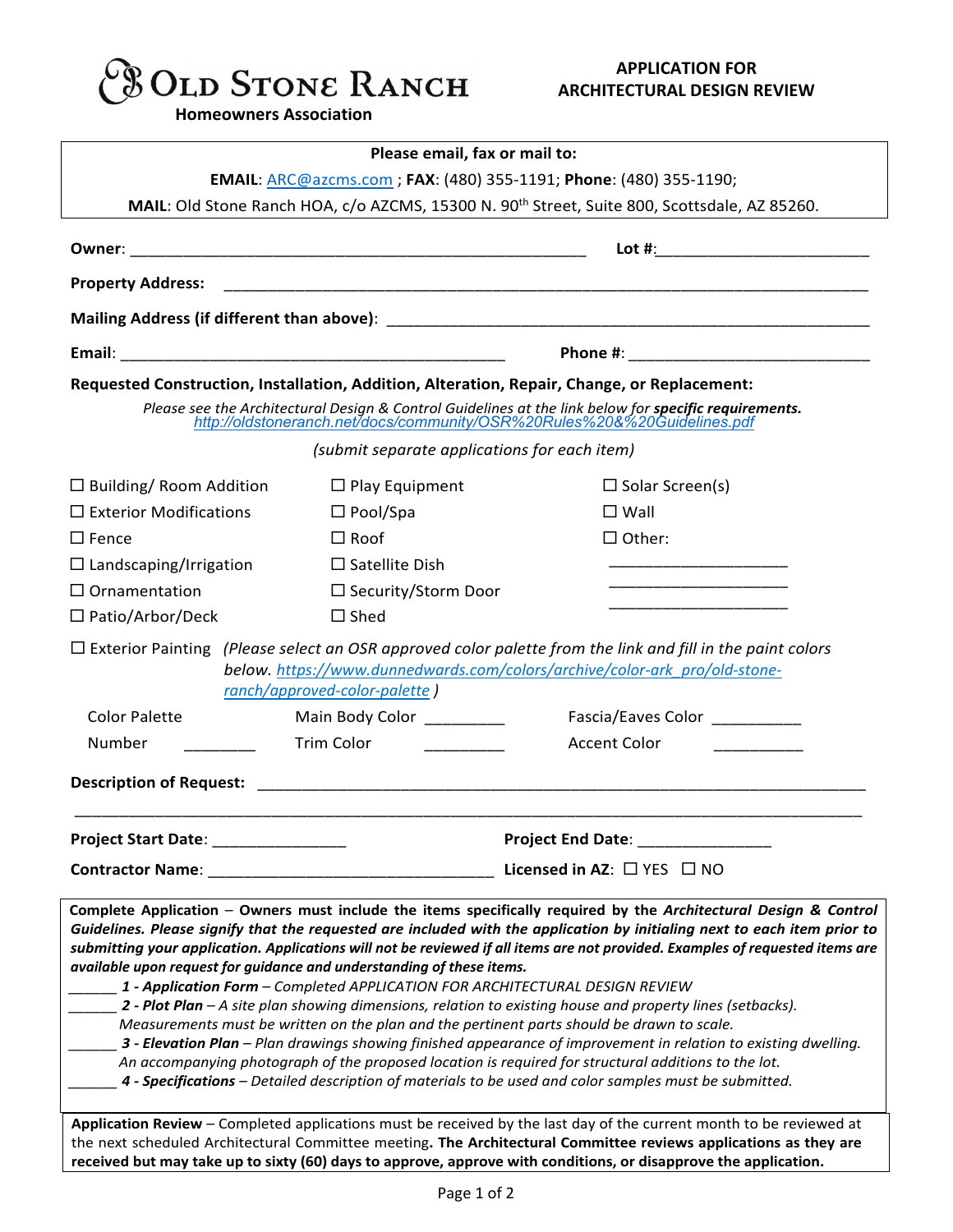# Old Stone Ranch
**Homeowners Association**

## APPLICATION FOR ARCHITECTURAL DESIGN REVIEW

**Please email, fax or mail to:**

**EMAIL**: ARC@azcms.com ; **FAX**: (480) 355-1191; **Phone**: (480) 355-1190;

**MAIL**: Old Stone Ranch HOA, c/o AZCMS, 15300 N. 90th Street, Suite 800, Scottsdale, AZ 85260.

**Owner**: ____________________________________________________ **Lot #**:________________________

**Property Address**: ____________________________________________________________________________

**Mailing Address (if different than above)**: ______________________________________________________

**Email**: ____________________________________________ **Phone #**: ____________________________

**Requested Construction, Installation, Addition, Alteration, Repair, Change, or Replacement:**

*Please see the Architectural Design & Control Guidelines at the link below for **specific requirements.***
*http://oldstoneranch.net/docs/community/OSR%20Rules%20&%20Guidelines.pdf*

*(submit separate applications for each item)*

| | | |
|---|---|---|
| ☐ Building/ Room Addition | ☐ Play Equipment | ☐ Solar Screen(s) |
| ☐ Exterior Modifications | ☐ Pool/Spa | ☐ Wall |
| ☐ Fence | ☐ Roof | ☐ Other: |
| ☐ Landscaping/Irrigation | ☐ Satellite Dish | ____________________ |
| ☐ Ornamentation | ☐ Security/Storm Door | ____________________ |
| ☐ Patio/Arbor/Deck | ☐ Shed | ____________________ |

☐ Exterior Painting *(Please select an OSR approved color palette from the link and fill in the paint colors below. https://www.dunnedwards.com/colors/archive/color-ark_pro/old-stone-ranch/approved-color-palette )*

| | | |
|---|---|---|
| Color Palette Number ________ | Main Body Color _________ | Fascia/Eaves Color __________ |
| | Trim Color _________ | Accent Color __________ |

**Description of Request**: ______________________________________________________________________

__________________________________________________________________________________________________

**Project Start Date**: _______________ **Project End Date**: _______________

**Contractor Name**: _________________________________ **Licensed in AZ**: ☐ YES ☐ NO

**Complete Application** – **Owners must include the items specifically required by the** ***Architectural Design & Control Guidelines. Please signify that the requested are included with the application by initialing next to each item prior to submitting your application. Applications will not be reviewed if all items are not provided. Examples of requested items are available upon request for guidance and understanding of these items.***

______ ***1 - Application Form*** *– Completed APPLICATION FOR ARCHITECTURAL DESIGN REVIEW*

______ ***2 - Plot Plan*** *– A site plan showing dimensions, relation to existing house and property lines (setbacks). Measurements must be written on the plan and the pertinent parts should be drawn to scale.*

______ ***3 - Elevation Plan*** *– Plan drawings showing finished appearance of improvement in relation to existing dwelling. An accompanying photograph of the proposed location is required for structural additions to the lot.*

______ ***4 - Specifications*** *– Detailed description of materials to be used and color samples must be submitted.*

**Application Review** – Completed applications must be received by the last day of the current month to be reviewed at the next scheduled Architectural Committee meeting**. The Architectural Committee reviews applications as they are received but may take up to sixty (60) days to approve, approve with conditions, or disapprove the application.**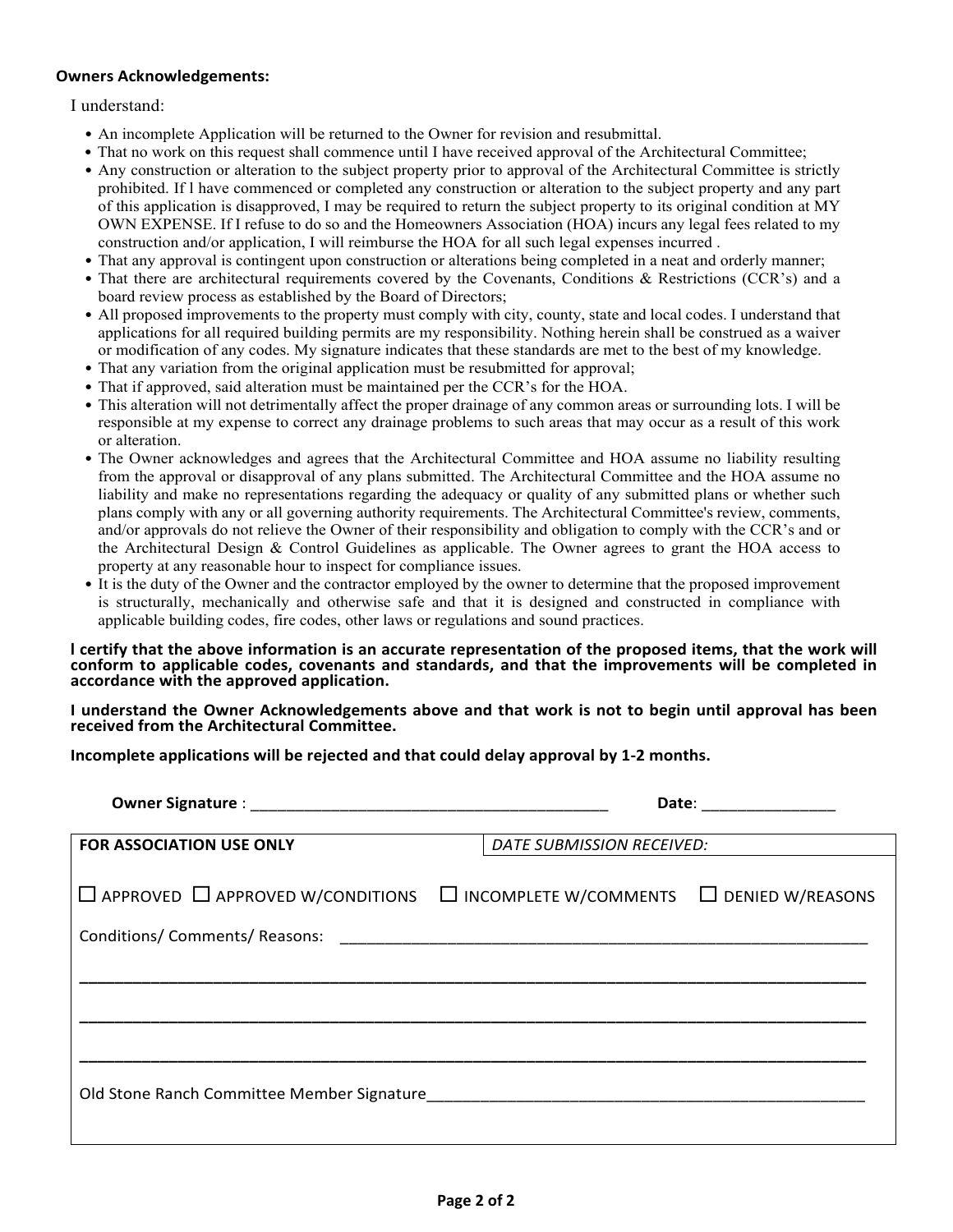**Owners Acknowledgements:**

I understand:

- An incomplete Application will be returned to the Owner for revision and resubmittal.
- That no work on this request shall commence until I have received approval of the Architectural Committee;
- Any construction or alteration to the subject property prior to approval of the Architectural Committee is strictly prohibited. If l have commenced or completed any construction or alteration to the subject property and any part of this application is disapproved, I may be required to return the subject property to its original condition at MY OWN EXPENSE. If I refuse to do so and the Homeowners Association (HOA) incurs any legal fees related to my construction and/or application, I will reimburse the HOA for all such legal expenses incurred .
- That any approval is contingent upon construction or alterations being completed in a neat and orderly manner;
- That there are architectural requirements covered by the Covenants, Conditions & Restrictions (CCR's) and a board review process as established by the Board of Directors;
- All proposed improvements to the property must comply with city, county, state and local codes. I understand that applications for all required building permits are my responsibility. Nothing herein shall be construed as a waiver or modification of any codes. My signature indicates that these standards are met to the best of my knowledge.
- That any variation from the original application must be resubmitted for approval;
- That if approved, said alteration must be maintained per the CCR's for the HOA.
- This alteration will not detrimentally affect the proper drainage of any common areas or surrounding lots. I will be responsible at my expense to correct any drainage problems to such areas that may occur as a result of this work or alteration.
- The Owner acknowledges and agrees that the Architectural Committee and HOA assume no liability resulting from the approval or disapproval of any plans submitted. The Architectural Committee and the HOA assume no liability and make no representations regarding the adequacy or quality of any submitted plans or whether such plans comply with any or all governing authority requirements. The Architectural Committee's review, comments, and/or approvals do not relieve the Owner of their responsibility and obligation to comply with the CCR's and or the Architectural Design & Control Guidelines as applicable. The Owner agrees to grant the HOA access to property at any reasonable hour to inspect for compliance issues.
- It is the duty of the Owner and the contractor employed by the owner to determine that the proposed improvement is structurally, mechanically and otherwise safe and that it is designed and constructed in compliance with applicable building codes, fire codes, other laws or regulations and sound practices.

**I certify that the above information is an accurate representation of the proposed items, that the work will conform to applicable codes, covenants and standards, and that the improvements will be completed in accordance with the approved application.**

**I understand the Owner Acknowledgements above and that work is not to begin until approval has been received from the Architectural Committee.**

**Incomplete applications will be rejected and that could delay approval by 1-2 months.**

**Owner Signature** : ____________________________________________ **Date**: ________________

| **FOR ASSOCIATION USE ONLY** | *DATE SUBMISSION RECEIVED:* |
|---|---|

☐ APPROVED ☐ APPROVED W/CONDITIONS ☐ INCOMPLETE W/COMMENTS ☐ DENIED W/REASONS

Conditions/ Comments/ Reasons: ________________________________________________________________

______________________________________________________________________________________________

______________________________________________________________________________________________

______________________________________________________________________________________________

Old Stone Ranch Committee Member Signature______________________________________________________